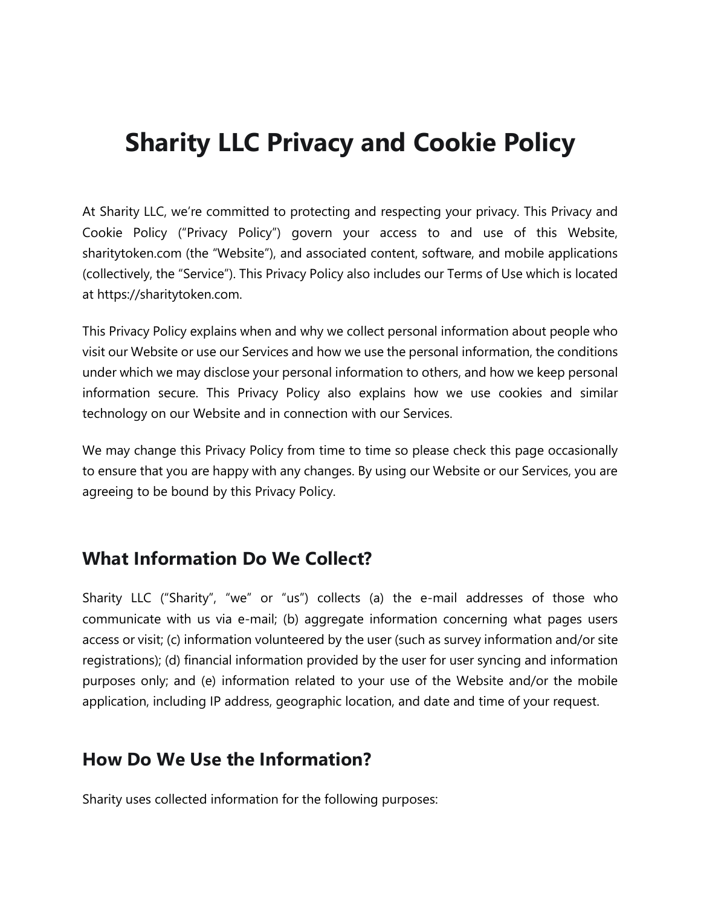# Sharity LLC Privacy and Cookie Policy

At Sharity LLC, we're committed to protecting and respecting your privacy. This Privacy and Cookie Policy ("Privacy Policy") govern your access to and use of this Website, sharitytoken.com (the "Website"), and associated content, software, and mobile applications (collectively, the "Service"). This Privacy Policy also includes our Terms of Use which is located at https://sharitytoken.com.

This Privacy Policy explains when and why we collect personal information about people who visit our Website or use our Services and how we use the personal information, the conditions under which we may disclose your personal information to others, and how we keep personal information secure. This Privacy Policy also explains how we use cookies and similar technology on our Website and in connection with our Services.

We may change this Privacy Policy from time to time so please check this page occasionally to ensure that you are happy with any changes. By using our Website or our Services, you are agreeing to be bound by this Privacy Policy.

## What Information Do We Collect?

Sharity LLC ("Sharity", "we" or "us") collects (a) the e-mail addresses of those who communicate with us via e-mail; (b) aggregate information concerning what pages users access or visit; (c) information volunteered by the user (such as survey information and/or site registrations); (d) financial information provided by the user for user syncing and information purposes only; and (e) information related to your use of the Website and/or the mobile application, including IP address, geographic location, and date and time of your request.

## How Do We Use the Information?

Sharity uses collected information for the following purposes: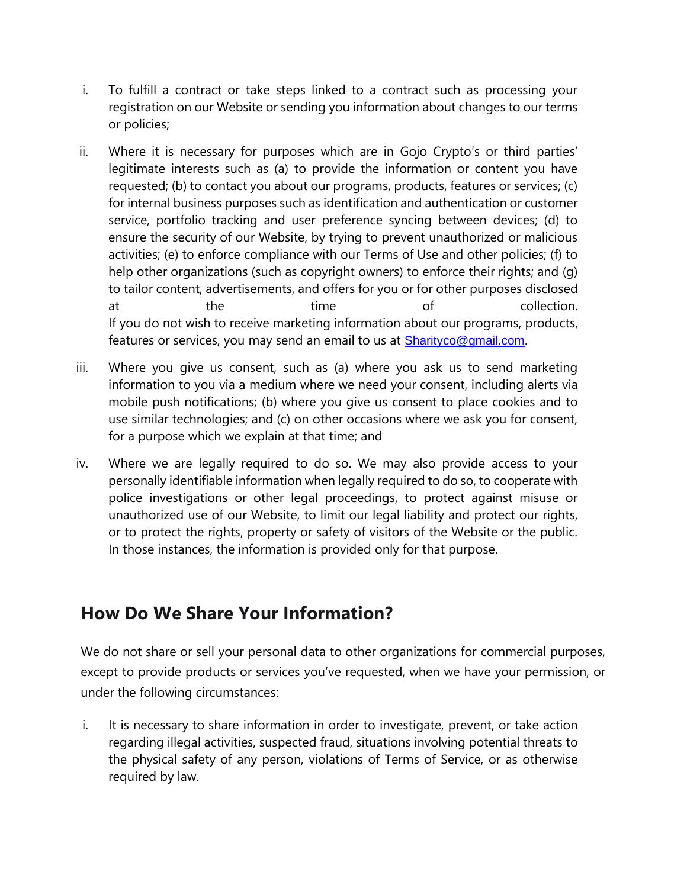i. To fulfill a contract or take steps linked to a contract such as processing your registration on our Website or sending you information about changes to our terms or policies;

ii. Where it is necessary for purposes which are in Gojo Crypto's or third parties' legitimate interests such as (a) to provide the information or content you have requested; (b) to contact you about our programs, products, features or services; (c) for internal business purposes such as identification and authentication or customer service, portfolio tracking and user preference syncing between devices; (d) to ensure the security of our Website, by trying to prevent unauthorized or malicious activities; (e) to enforce compliance with our Terms of Use and other policies; (f) to help other organizations (such as copyright owners) to enforce their rights; and (g) to tailor content, advertisements, and offers for you or for other purposes disclosed at the time of collection.
If you do not wish to receive marketing information about our programs, products, features or services, you may send an email to us at Sharityco@gmail.com.

iii. Where you give us consent, such as (a) where you ask us to send marketing information to you via a medium where we need your consent, including alerts via mobile push notifications; (b) where you give us consent to place cookies and to use similar technologies; and (c) on other occasions where we ask you for consent, for a purpose which we explain at that time; and

iv. Where we are legally required to do so. We may also provide access to your personally identifiable information when legally required to do so, to cooperate with police investigations or other legal proceedings, to protect against misuse or unauthorized use of our Website, to limit our legal liability and protect our rights, or to protect the rights, property or safety of visitors of the Website or the public. In those instances, the information is provided only for that purpose.

## How Do We Share Your Information?

We do not share or sell your personal data to other organizations for commercial purposes, except to provide products or services you've requested, when we have your permission, or under the following circumstances:

i. It is necessary to share information in order to investigate, prevent, or take action regarding illegal activities, suspected fraud, situations involving potential threats to the physical safety of any person, violations of Terms of Service, or as otherwise required by law.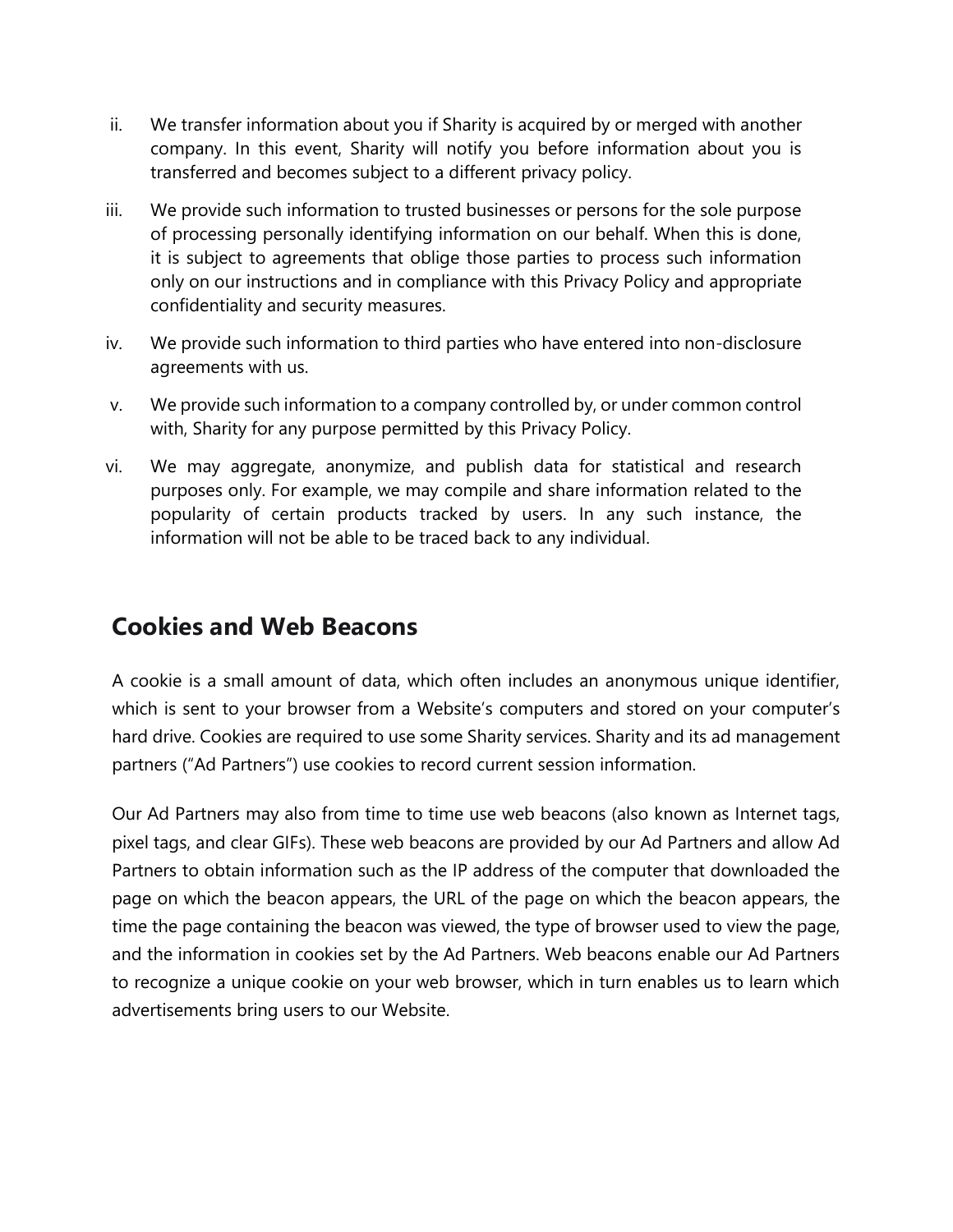ii. We transfer information about you if Sharity is acquired by or merged with another company. In this event, Sharity will notify you before information about you is transferred and becomes subject to a different privacy policy.

iii. We provide such information to trusted businesses or persons for the sole purpose of processing personally identifying information on our behalf. When this is done, it is subject to agreements that oblige those parties to process such information only on our instructions and in compliance with this Privacy Policy and appropriate confidentiality and security measures.

iv. We provide such information to third parties who have entered into non-disclosure agreements with us.

v. We provide such information to a company controlled by, or under common control with, Sharity for any purpose permitted by this Privacy Policy.

vi. We may aggregate, anonymize, and publish data for statistical and research purposes only. For example, we may compile and share information related to the popularity of certain products tracked by users. In any such instance, the information will not be able to be traced back to any individual.

## Cookies and Web Beacons

A cookie is a small amount of data, which often includes an anonymous unique identifier, which is sent to your browser from a Website's computers and stored on your computer's hard drive. Cookies are required to use some Sharity services. Sharity and its ad management partners ("Ad Partners") use cookies to record current session information.

Our Ad Partners may also from time to time use web beacons (also known as Internet tags, pixel tags, and clear GIFs). These web beacons are provided by our Ad Partners and allow Ad Partners to obtain information such as the IP address of the computer that downloaded the page on which the beacon appears, the URL of the page on which the beacon appears, the time the page containing the beacon was viewed, the type of browser used to view the page, and the information in cookies set by the Ad Partners. Web beacons enable our Ad Partners to recognize a unique cookie on your web browser, which in turn enables us to learn which advertisements bring users to our Website.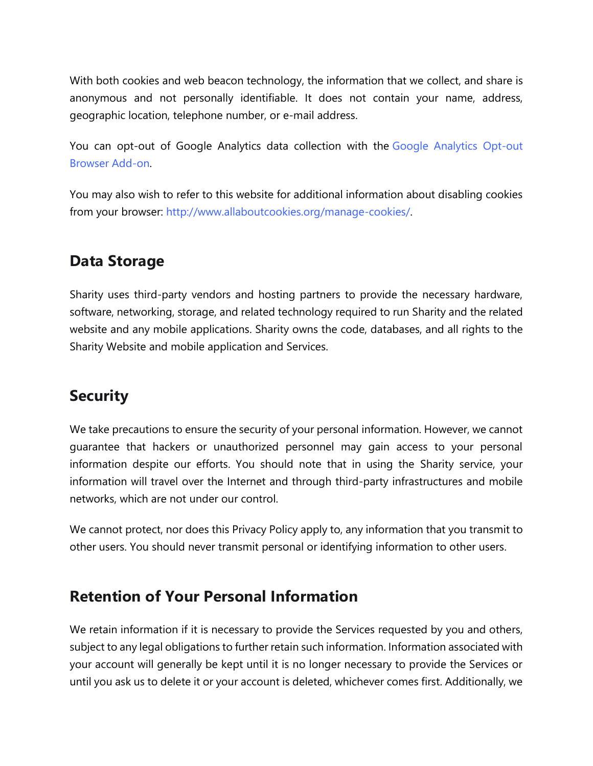With both cookies and web beacon technology, the information that we collect, and share is anonymous and not personally identifiable. It does not contain your name, address, geographic location, telephone number, or e-mail address.

You can opt-out of Google Analytics data collection with the Google Analytics Opt-out Browser Add-on.

You may also wish to refer to this website for additional information about disabling cookies from your browser: http://www.allaboutcookies.org/manage-cookies/.

## Data Storage

Sharity uses third-party vendors and hosting partners to provide the necessary hardware, software, networking, storage, and related technology required to run Sharity and the related website and any mobile applications. Sharity owns the code, databases, and all rights to the Sharity Website and mobile application and Services.

## Security

We take precautions to ensure the security of your personal information. However, we cannot guarantee that hackers or unauthorized personnel may gain access to your personal information despite our efforts. You should note that in using the Sharity service, your information will travel over the Internet and through third-party infrastructures and mobile networks, which are not under our control.

We cannot protect, nor does this Privacy Policy apply to, any information that you transmit to other users. You should never transmit personal or identifying information to other users.

## Retention of Your Personal Information

We retain information if it is necessary to provide the Services requested by you and others, subject to any legal obligations to further retain such information. Information associated with your account will generally be kept until it is no longer necessary to provide the Services or until you ask us to delete it or your account is deleted, whichever comes first. Additionally, we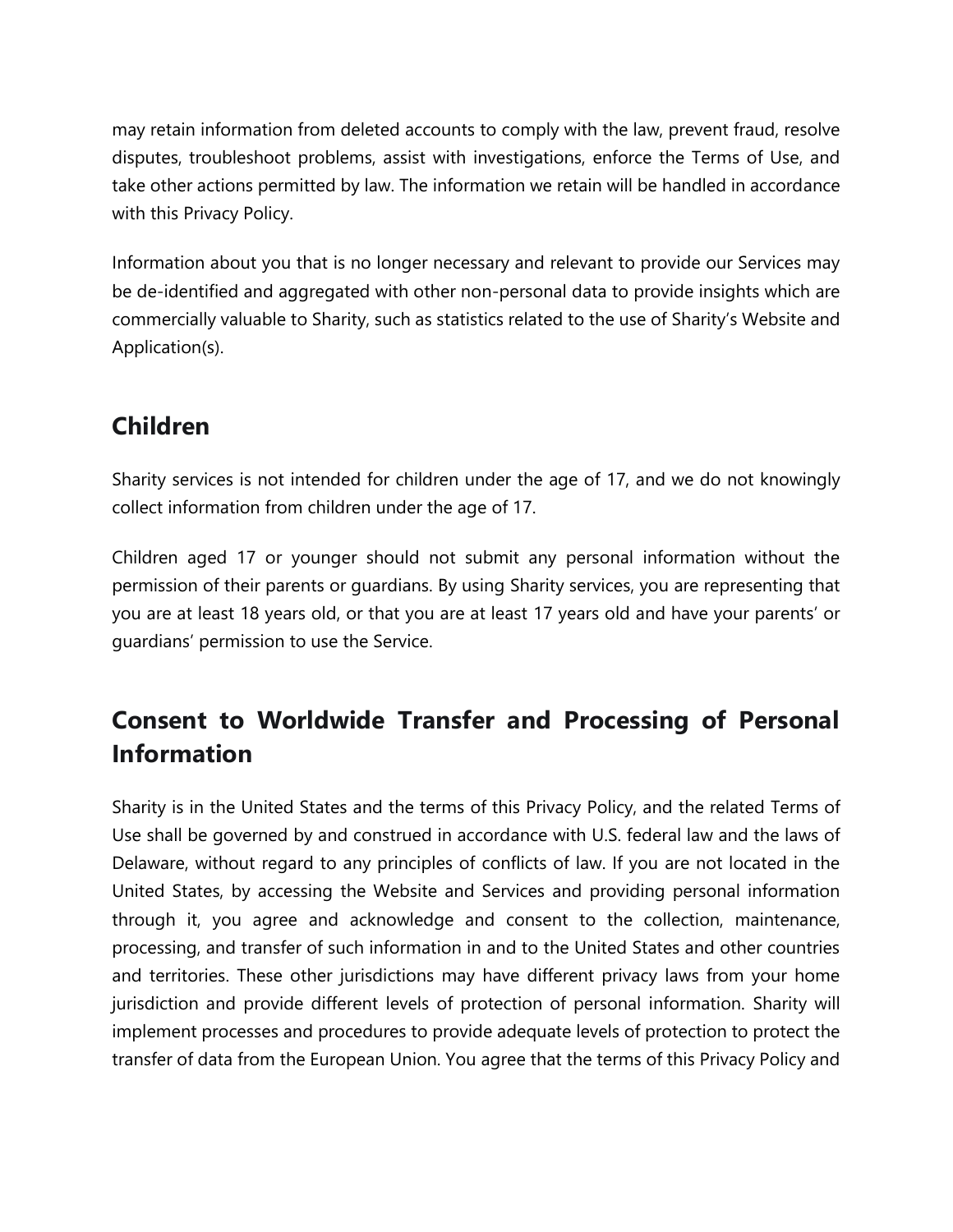may retain information from deleted accounts to comply with the law, prevent fraud, resolve disputes, troubleshoot problems, assist with investigations, enforce the Terms of Use, and take other actions permitted by law. The information we retain will be handled in accordance with this Privacy Policy.

Information about you that is no longer necessary and relevant to provide our Services may be de-identified and aggregated with other non-personal data to provide insights which are commercially valuable to Sharity, such as statistics related to the use of Sharity's Website and Application(s).

## Children

Sharity services is not intended for children under the age of 17, and we do not knowingly collect information from children under the age of 17.

Children aged 17 or younger should not submit any personal information without the permission of their parents or guardians. By using Sharity services, you are representing that you are at least 18 years old, or that you are at least 17 years old and have your parents' or guardians' permission to use the Service.

## Consent to Worldwide Transfer and Processing of Personal Information

Sharity is in the United States and the terms of this Privacy Policy, and the related Terms of Use shall be governed by and construed in accordance with U.S. federal law and the laws of Delaware, without regard to any principles of conflicts of law. If you are not located in the United States, by accessing the Website and Services and providing personal information through it, you agree and acknowledge and consent to the collection, maintenance, processing, and transfer of such information in and to the United States and other countries and territories. These other jurisdictions may have different privacy laws from your home jurisdiction and provide different levels of protection of personal information. Sharity will implement processes and procedures to provide adequate levels of protection to protect the transfer of data from the European Union. You agree that the terms of this Privacy Policy and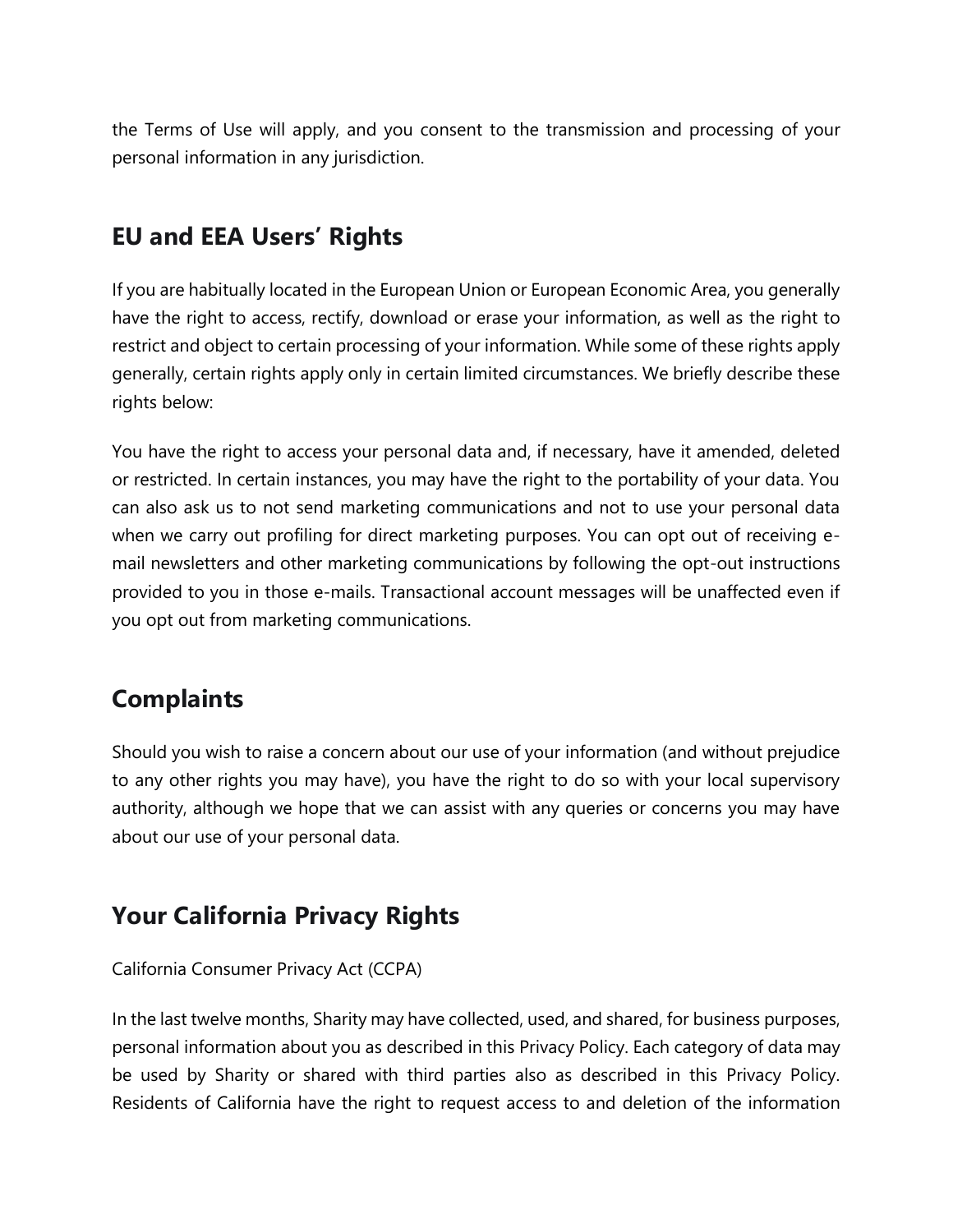the Terms of Use will apply, and you consent to the transmission and processing of your personal information in any jurisdiction.

## EU and EEA Users' Rights

If you are habitually located in the European Union or European Economic Area, you generally have the right to access, rectify, download or erase your information, as well as the right to restrict and object to certain processing of your information. While some of these rights apply generally, certain rights apply only in certain limited circumstances. We briefly describe these rights below:

You have the right to access your personal data and, if necessary, have it amended, deleted or restricted. In certain instances, you may have the right to the portability of your data. You can also ask us to not send marketing communications and not to use your personal data when we carry out profiling for direct marketing purposes. You can opt out of receiving e-mail newsletters and other marketing communications by following the opt-out instructions provided to you in those e-mails. Transactional account messages will be unaffected even if you opt out from marketing communications.

## Complaints

Should you wish to raise a concern about our use of your information (and without prejudice to any other rights you may have), you have the right to do so with your local supervisory authority, although we hope that we can assist with any queries or concerns you may have about our use of your personal data.

## Your California Privacy Rights

California Consumer Privacy Act (CCPA)

In the last twelve months, Sharity may have collected, used, and shared, for business purposes, personal information about you as described in this Privacy Policy. Each category of data may be used by Sharity or shared with third parties also as described in this Privacy Policy. Residents of California have the right to request access to and deletion of the information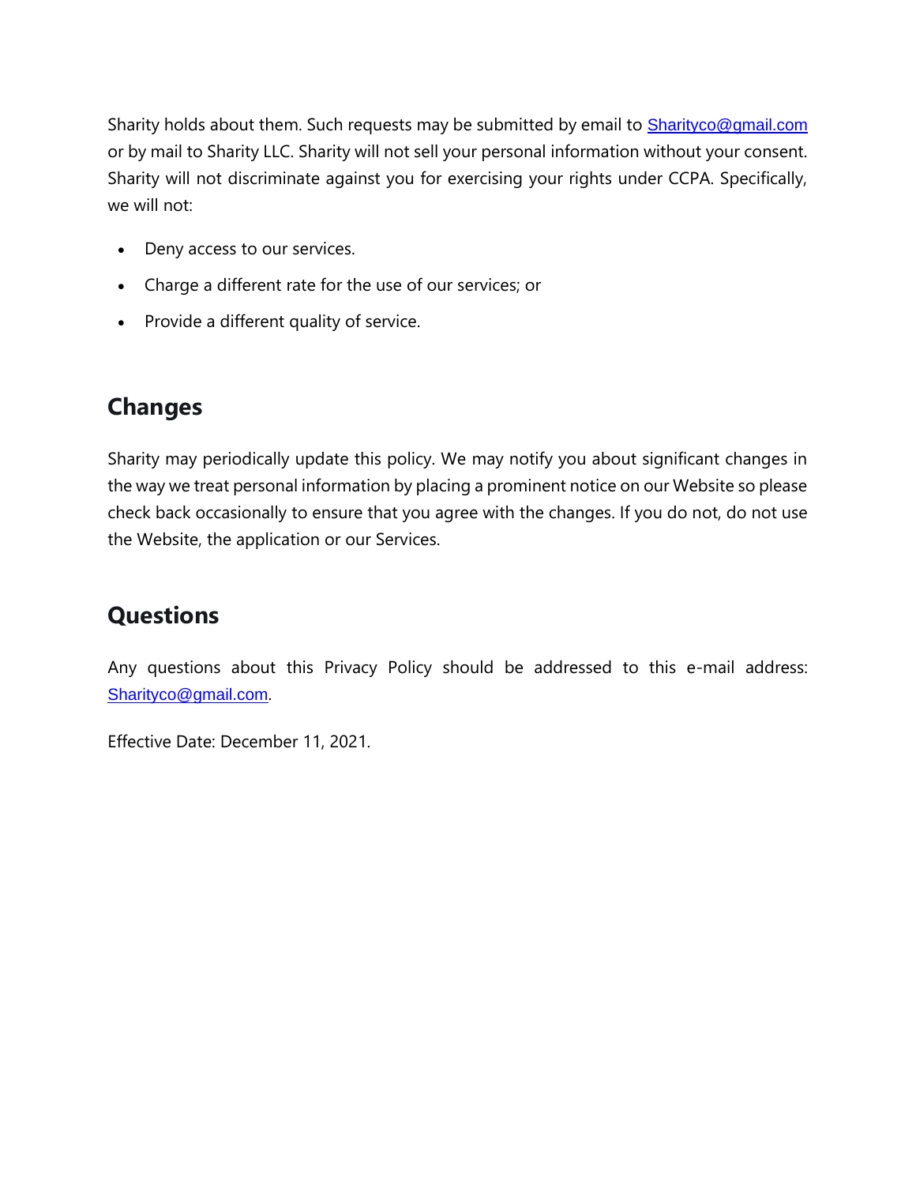Sharity holds about them. Such requests may be submitted by email to Sharityco@gmail.com or by mail to Sharity LLC. Sharity will not sell your personal information without your consent. Sharity will not discriminate against you for exercising your rights under CCPA. Specifically, we will not:

- Deny access to our services.
- Charge a different rate for the use of our services; or
- Provide a different quality of service.

## Changes

Sharity may periodically update this policy. We may notify you about significant changes in the way we treat personal information by placing a prominent notice on our Website so please check back occasionally to ensure that you agree with the changes. If you do not, do not use the Website, the application or our Services.

## Questions

Any questions about this Privacy Policy should be addressed to this e-mail address: Sharityco@gmail.com.

Effective Date: December 11, 2021.